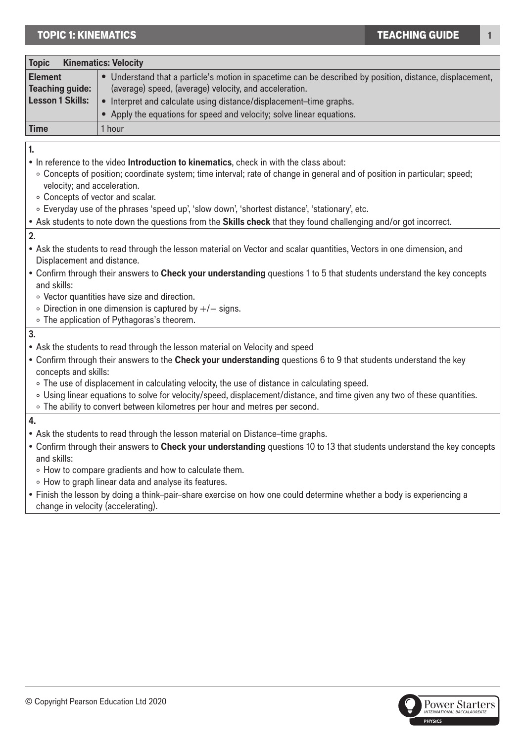| Topic | Kinematics: Velocity |
|---|---|
| **Element Teaching guide: Lesson 1 Skills:** | • Understand that a particle's motion in spacetime can be described by position, distance, displacement, (average) speed, (average) velocity, and acceleration.<br>• Interpret and calculate using distance/displacement–time graphs.<br>• Apply the equations for speed and velocity; solve linear equations. |
| **Time** | 1 hour |

**1.**

- In reference to the video **Introduction to kinematics**, check in with the class about:
  - Concepts of position; coordinate system; time interval; rate of change in general and of position in particular; speed; velocity; and acceleration.
  - Concepts of vector and scalar.
  - Everyday use of the phrases 'speed up', 'slow down', 'shortest distance', 'stationary', etc.
- Ask students to note down the questions from the **Skills check** that they found challenging and/or got incorrect.

**2.**

- Ask the students to read through the lesson material on Vector and scalar quantities, Vectors in one dimension, and Displacement and distance.
- Confirm through their answers to **Check your understanding** questions 1 to 5 that students understand the key concepts and skills:
  - Vector quantities have size and direction.
  - Direction in one dimension is captured by +/− signs.
  - The application of Pythagoras's theorem.

**3.**

- Ask the students to read through the lesson material on Velocity and speed
- Confirm through their answers to the **Check your understanding** questions 6 to 9 that students understand the key concepts and skills:
  - The use of displacement in calculating velocity, the use of distance in calculating speed.
  - Using linear equations to solve for velocity/speed, displacement/distance, and time given any two of these quantities.
  - The ability to convert between kilometres per hour and metres per second.

**4.**

- Ask the students to read through the lesson material on Distance–time graphs.
- Confirm through their answers to **Check your understanding** questions 10 to 13 that students understand the key concepts and skills:
  - How to compare gradients and how to calculate them.
  - How to graph linear data and analyse its features.
- Finish the lesson by doing a think–pair–share exercise on how one could determine whether a body is experiencing a change in velocity (accelerating).

© Copyright Pearson Education Ltd 2020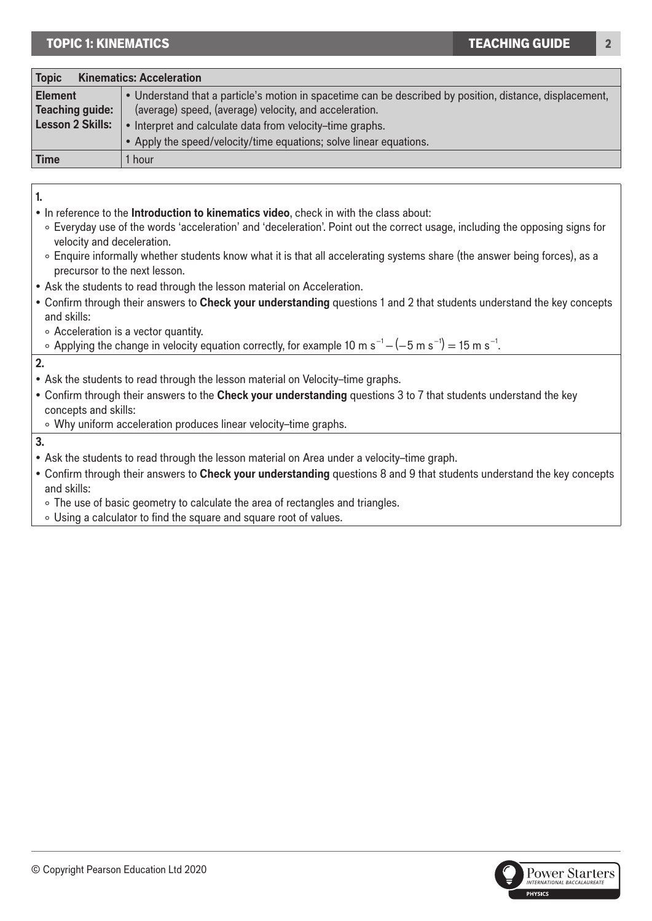| Topic | Kinematics: Acceleration |
|---|---|
| Element<br>Teaching guide:<br>Lesson 2 Skills: | • Understand that a particle's motion in spacetime can be described by position, distance, displacement, (average) speed, (average) velocity, and acceleration.<br>• Interpret and calculate data from velocity–time graphs.<br>• Apply the speed/velocity/time equations; solve linear equations. |
| Time | 1 hour |

**1.**

- In reference to the **Introduction to kinematics video**, check in with the class about:
  - Everyday use of the words 'acceleration' and 'deceleration'. Point out the correct usage, including the opposing signs for velocity and deceleration.
  - Enquire informally whether students know what it is that all accelerating systems share (the answer being forces), as a precursor to the next lesson.
- Ask the students to read through the lesson material on Acceleration.
- Confirm through their answers to **Check your understanding** questions 1 and 2 that students understand the key concepts and skills:
  - Acceleration is a vector quantity.
  - Applying the change in velocity equation correctly, for example $10 \text{ m s}^{-1} - (-5 \text{ m s}^{-1}) = 15 \text{ m s}^{-1}$.

**2.**

- Ask the students to read through the lesson material on Velocity–time graphs.
- Confirm through their answers to the **Check your understanding** questions 3 to 7 that students understand the key concepts and skills:
  - Why uniform acceleration produces linear velocity–time graphs.

**3.**

- Ask the students to read through the lesson material on Area under a velocity–time graph.
- Confirm through their answers to **Check your understanding** questions 8 and 9 that students understand the key concepts and skills:
  - The use of basic geometry to calculate the area of rectangles and triangles.
  - Using a calculator to find the square and square root of values.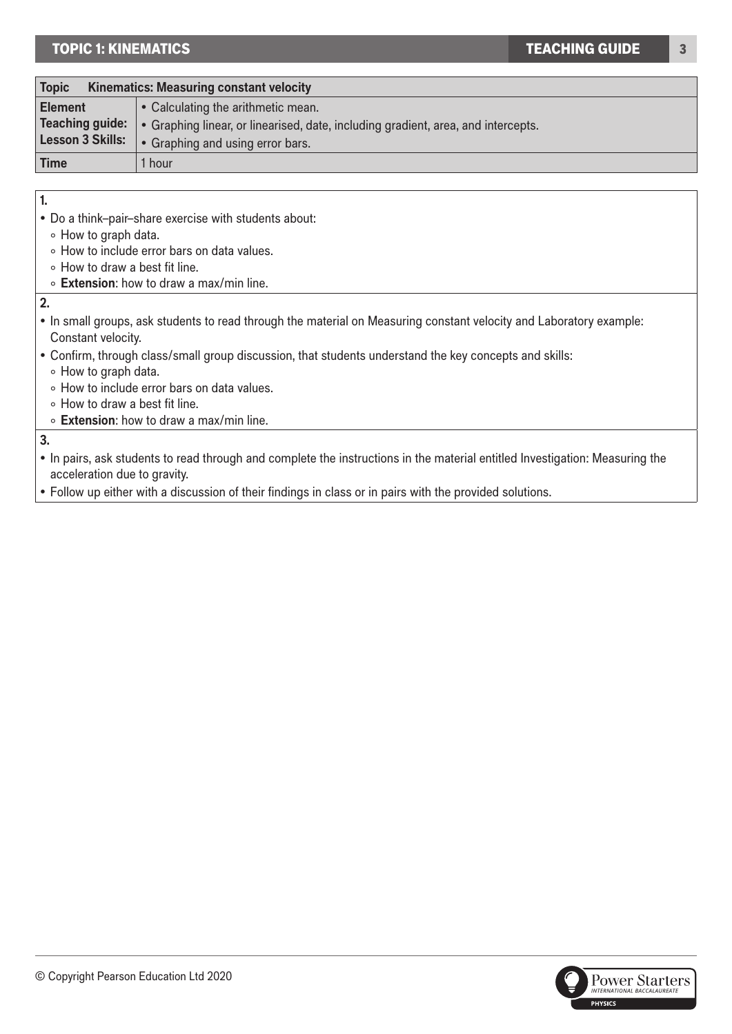| Topic | Kinematics: Measuring constant velocity |
|---|---|
| Element Teaching guide: Lesson 3 Skills: | • Calculating the arithmetic mean.<br>• Graphing linear, or linearised, date, including gradient, area, and intercepts.<br>• Graphing and using error bars. |
| Time | 1 hour |

**1.**

- Do a think–pair–share exercise with students about:
  - How to graph data.
  - How to include error bars on data values.
  - How to draw a best fit line.
  - **Extension**: how to draw a max/min line.

**2.**

- In small groups, ask students to read through the material on Measuring constant velocity and Laboratory example: Constant velocity.
- Confirm, through class/small group discussion, that students understand the key concepts and skills:
  - How to graph data.
  - How to include error bars on data values.
  - How to draw a best fit line.
  - **Extension**: how to draw a max/min line.

**3.**

- In pairs, ask students to read through and complete the instructions in the material entitled Investigation: Measuring the acceleration due to gravity.
- Follow up either with a discussion of their findings in class or in pairs with the provided solutions.

© Copyright Pearson Education Ltd 2020